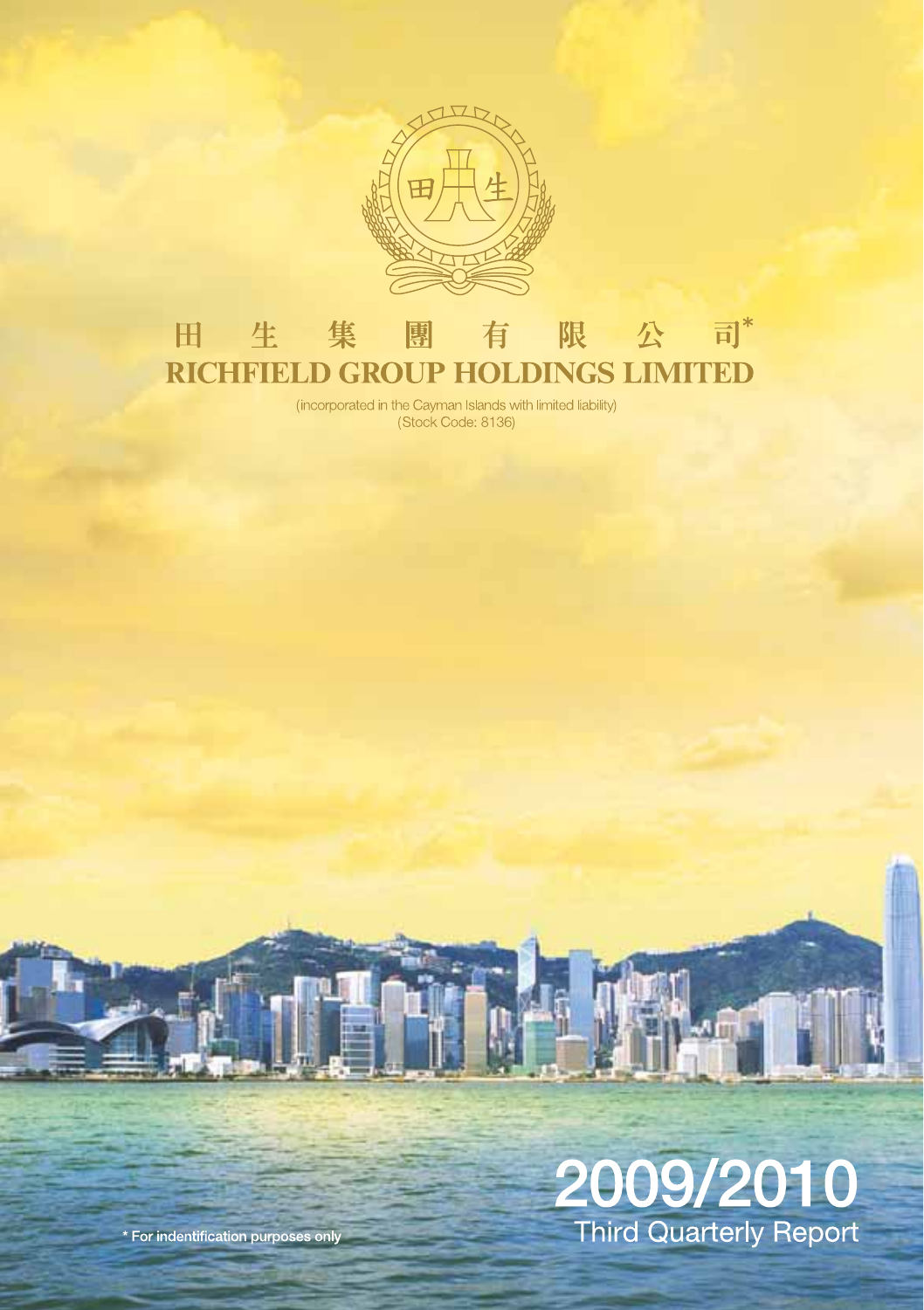# 田生集團有限公司*

# RICHFIELD GROUP HOLDINGS LIMITED

(incorporated in the Cayman Islands with limited liability)
(Stock Code: 8136)

## 2009/2010
## Third Quarterly Report

* For indentification purposes only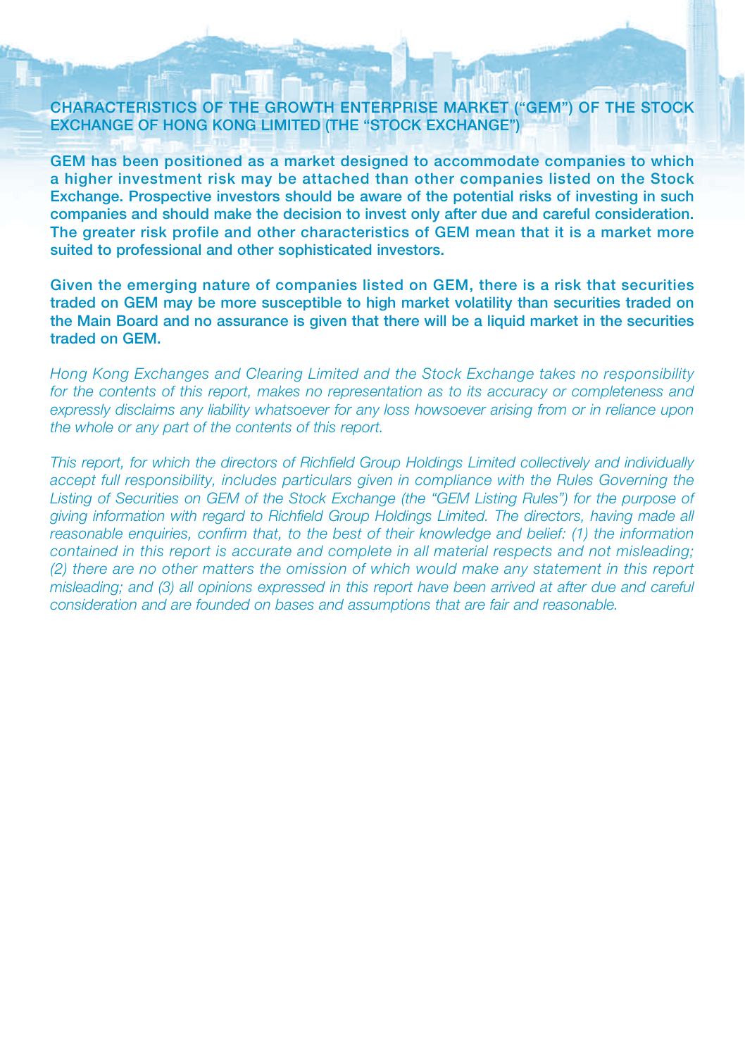## CHARACTERISTICS OF THE GROWTH ENTERPRISE MARKET ("GEM") OF THE STOCK EXCHANGE OF HONG KONG LIMITED (THE "STOCK EXCHANGE")

**GEM has been positioned as a market designed to accommodate companies to which a higher investment risk may be attached than other companies listed on the Stock Exchange. Prospective investors should be aware of the potential risks of investing in such companies and should make the decision to invest only after due and careful consideration. The greater risk profile and other characteristics of GEM mean that it is a market more suited to professional and other sophisticated investors.**

**Given the emerging nature of companies listed on GEM, there is a risk that securities traded on GEM may be more susceptible to high market volatility than securities traded on the Main Board and no assurance is given that there will be a liquid market in the securities traded on GEM.**

*Hong Kong Exchanges and Clearing Limited and the Stock Exchange takes no responsibility for the contents of this report, makes no representation as to its accuracy or completeness and expressly disclaims any liability whatsoever for any loss howsoever arising from or in reliance upon the whole or any part of the contents of this report.*

*This report, for which the directors of Richfield Group Holdings Limited collectively and individually accept full responsibility, includes particulars given in compliance with the Rules Governing the Listing of Securities on GEM of the Stock Exchange (the "GEM Listing Rules") for the purpose of giving information with regard to Richfield Group Holdings Limited. The directors, having made all reasonable enquiries, confirm that, to the best of their knowledge and belief: (1) the information contained in this report is accurate and complete in all material respects and not misleading; (2) there are no other matters the omission of which would make any statement in this report misleading; and (3) all opinions expressed in this report have been arrived at after due and careful consideration and are founded on bases and assumptions that are fair and reasonable.*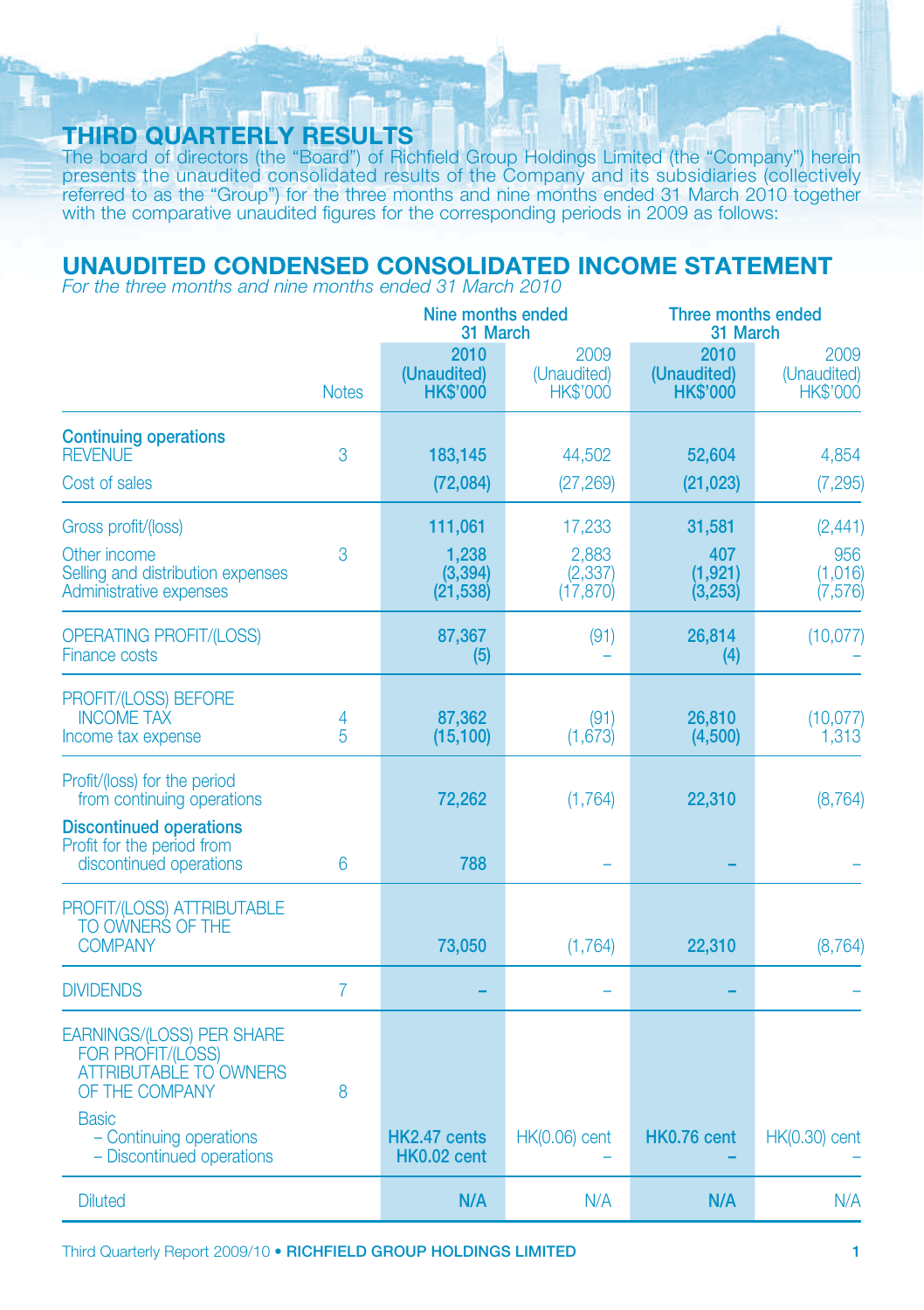# THIRD QUARTERLY RESULTS

The board of directors (the "Board") of Richfield Group Holdings Limited (the "Company") herein presents the unaudited consolidated results of the Company and its subsidiaries (collectively referred to as the "Group") for the three months and nine months ended 31 March 2010 together with the comparative unaudited figures for the corresponding periods in 2009 as follows:

## UNAUDITED CONDENSED CONSOLIDATED INCOME STATEMENT

*For the three months and nine months ended 31 March 2010*

| | | Nine months ended 31 March | | Three months ended 31 March | |
|---|---|---|---|---|---|
| | Notes | **2010 (Unaudited) HK$'000** | 2009 (Unaudited) HK$'000 | **2010 (Unaudited) HK$'000** | 2009 (Unaudited) HK$'000 |
| **Continuing operations** | | | | | |
| REVENUE | 3 | **183,145** | 44,502 | **52,604** | 4,854 |
| Cost of sales | | **(72,084)** | (27,269) | **(21,023)** | (7,295) |
| Gross profit/(loss) | | **111,061** | 17,233 | **31,581** | (2,441) |
| Other income | 3 | **1,238** | 2,883 | **407** | 956 |
| Selling and distribution expenses | | **(3,394)** | (2,337) | **(1,921)** | (1,016) |
| Administrative expenses | | **(21,538)** | (17,870) | **(3,253)** | (7,576) |
| OPERATING PROFIT/(LOSS) | | **87,367** | (91) | **26,814** | (10,077) |
| Finance costs | | **(5)** | – | **(4)** | – |
| PROFIT/(LOSS) BEFORE INCOME TAX | 4 | **87,362** | (91) | **26,810** | (10,077) |
| Income tax expense | 5 | **(15,100)** | (1,673) | **(4,500)** | 1,313 |
| Profit/(loss) for the period from continuing operations | | **72,262** | (1,764) | **22,310** | (8,764) |
| **Discontinued operations** | | | | | |
| Profit for the period from discontinued operations | 6 | **788** | – | **–** | – |
| PROFIT/(LOSS) ATTRIBUTABLE TO OWNERS OF THE COMPANY | | **73,050** | (1,764) | **22,310** | (8,764) |
| DIVIDENDS | 7 | **–** | – | **–** | – |
| EARNINGS/(LOSS) PER SHARE FOR PROFIT/(LOSS) ATTRIBUTABLE TO OWNERS OF THE COMPANY | 8 | | | | |
| Basic | | | | | |
| – Continuing operations | | **HK2.47 cents** | HK(0.06) cent | **HK0.76 cent** | HK(0.30) cent |
| – Discontinued operations | | **HK0.02 cent** | – | **–** | – |
| Diluted | | **N/A** | N/A | **N/A** | N/A |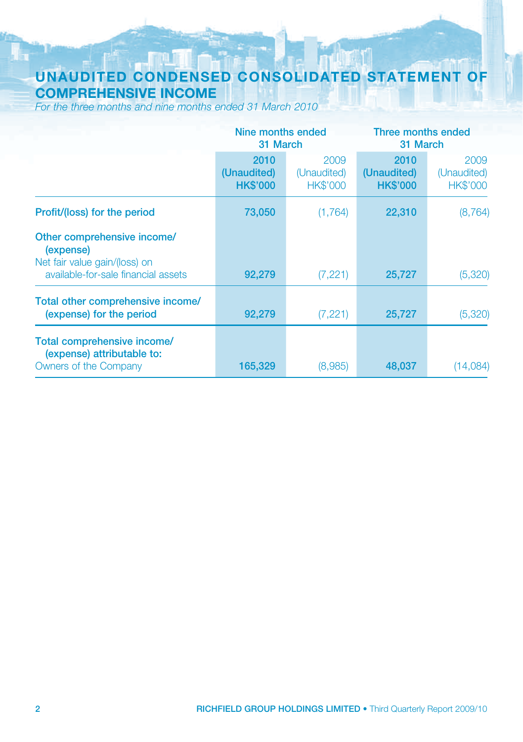# UNAUDITED CONDENSED CONSOLIDATED STATEMENT OF COMPREHENSIVE INCOME

*For the three months and nine months ended 31 March 2010*

| | Nine months ended 31 March | | Three months ended 31 March | |
|---|---|---|---|---|
| | **2010 (Unaudited) HK$'000** | 2009 (Unaudited) HK$'000 | **2010 (Unaudited) HK$'000** | 2009 (Unaudited) HK$'000 |
| **Profit/(loss) for the period** | **73,050** | (1,764) | **22,310** | (8,764) |
| **Other comprehensive income/ (expense)** | | | | |
| Net fair value gain/(loss) on available-for-sale financial assets | **92,279** | (7,221) | **25,727** | (5,320) |
| **Total other comprehensive income/ (expense) for the period** | **92,279** | (7,221) | **25,727** | (5,320) |
| **Total comprehensive income/ (expense) attributable to:** | | | | |
| Owners of the Company | **165,329** | (8,985) | **48,037** | (14,084) |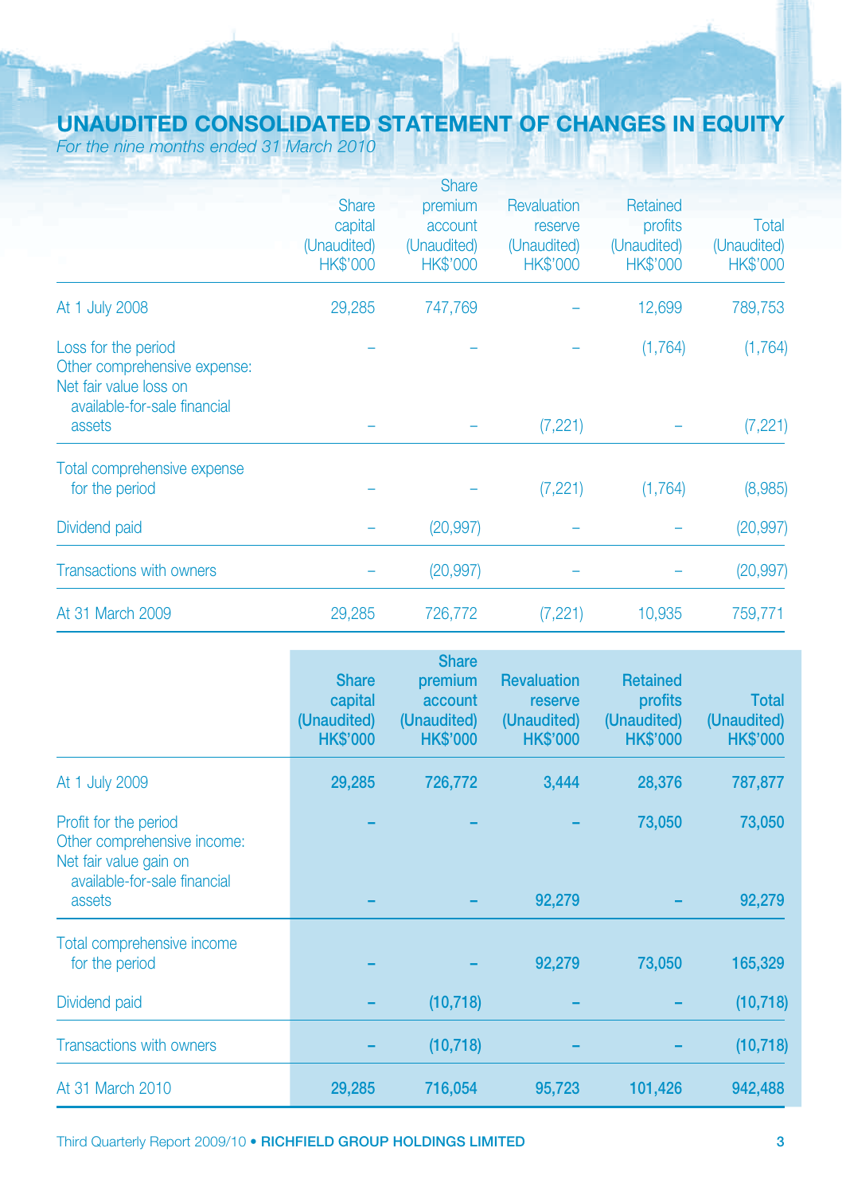# UNAUDITED CONSOLIDATED STATEMENT OF CHANGES IN EQUITY

*For the nine months ended 31 March 2010*

| | Share capital (Unaudited) HK$'000 | Share premium account (Unaudited) HK$'000 | Revaluation reserve (Unaudited) HK$'000 | Retained profits (Unaudited) HK$'000 | Total (Unaudited) HK$'000 |
|---|---|---|---|---|---|
| At 1 July 2008 | 29,285 | 747,769 | – | 12,699 | 789,753 |
| Loss for the period | – | – | – | (1,764) | (1,764) |
| Other comprehensive expense: | | | | | |
| Net fair value loss on available-for-sale financial assets | – | – | (7,221) | – | (7,221) |
| Total comprehensive expense for the period | – | – | (7,221) | (1,764) | (8,985) |
| Dividend paid | – | (20,997) | – | – | (20,997) |
| Transactions with owners | – | (20,997) | – | – | (20,997) |
| At 31 March 2009 | 29,285 | 726,772 | (7,221) | 10,935 | 759,771 |

| | **Share capital (Unaudited) HK$'000** | **Share premium account (Unaudited) HK$'000** | **Revaluation reserve (Unaudited) HK$'000** | **Retained profits (Unaudited) HK$'000** | **Total (Unaudited) HK$'000** |
|---|---|---|---|---|---|
| At 1 July 2009 | **29,285** | **726,772** | **3,444** | **28,376** | **787,877** |
| Profit for the period | **–** | **–** | **–** | **73,050** | **73,050** |
| Other comprehensive income: | | | | | |
| Net fair value gain on available-for-sale financial assets | **–** | **–** | **92,279** | **–** | **92,279** |
| Total comprehensive income for the period | **–** | **–** | **92,279** | **73,050** | **165,329** |
| Dividend paid | **–** | **(10,718)** | **–** | **–** | **(10,718)** |
| Transactions with owners | **–** | **(10,718)** | **–** | **–** | **(10,718)** |
| At 31 March 2010 | **29,285** | **716,054** | **95,723** | **101,426** | **942,488** |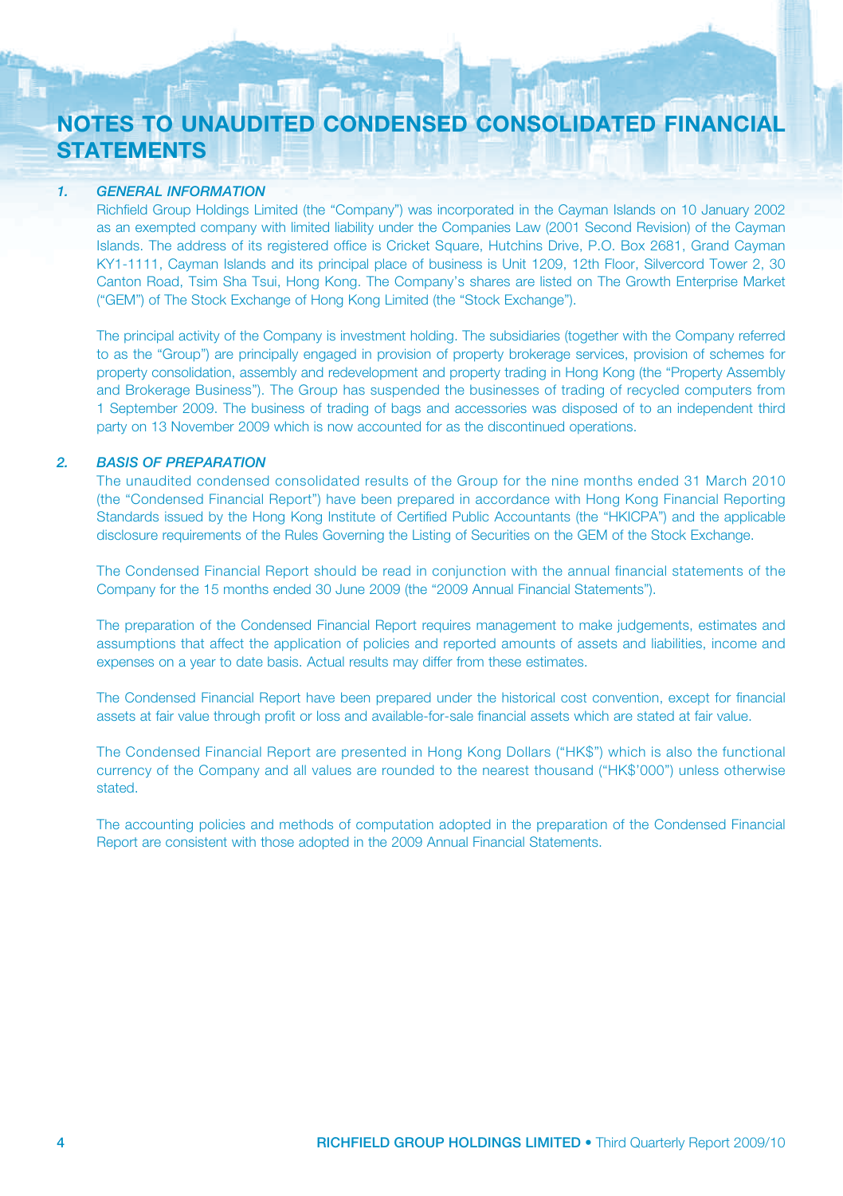# NOTES TO UNAUDITED CONDENSED CONSOLIDATED FINANCIAL STATEMENTS

## *1. GENERAL INFORMATION*

Richfield Group Holdings Limited (the "Company") was incorporated in the Cayman Islands on 10 January 2002 as an exempted company with limited liability under the Companies Law (2001 Second Revision) of the Cayman Islands. The address of its registered office is Cricket Square, Hutchins Drive, P.O. Box 2681, Grand Cayman KY1-1111, Cayman Islands and its principal place of business is Unit 1209, 12th Floor, Silvercord Tower 2, 30 Canton Road, Tsim Sha Tsui, Hong Kong. The Company's shares are listed on The Growth Enterprise Market ("GEM") of The Stock Exchange of Hong Kong Limited (the "Stock Exchange").

The principal activity of the Company is investment holding. The subsidiaries (together with the Company referred to as the "Group") are principally engaged in provision of property brokerage services, provision of schemes for property consolidation, assembly and redevelopment and property trading in Hong Kong (the "Property Assembly and Brokerage Business"). The Group has suspended the businesses of trading of recycled computers from 1 September 2009. The business of trading of bags and accessories was disposed of to an independent third party on 13 November 2009 which is now accounted for as the discontinued operations.

## *2. BASIS OF PREPARATION*

The unaudited condensed consolidated results of the Group for the nine months ended 31 March 2010 (the "Condensed Financial Report") have been prepared in accordance with Hong Kong Financial Reporting Standards issued by the Hong Kong Institute of Certified Public Accountants (the "HKICPA") and the applicable disclosure requirements of the Rules Governing the Listing of Securities on the GEM of the Stock Exchange.

The Condensed Financial Report should be read in conjunction with the annual financial statements of the Company for the 15 months ended 30 June 2009 (the "2009 Annual Financial Statements").

The preparation of the Condensed Financial Report requires management to make judgements, estimates and assumptions that affect the application of policies and reported amounts of assets and liabilities, income and expenses on a year to date basis. Actual results may differ from these estimates.

The Condensed Financial Report have been prepared under the historical cost convention, except for financial assets at fair value through profit or loss and available-for-sale financial assets which are stated at fair value.

The Condensed Financial Report are presented in Hong Kong Dollars ("HK$") which is also the functional currency of the Company and all values are rounded to the nearest thousand ("HK$'000") unless otherwise stated.

The accounting policies and methods of computation adopted in the preparation of the Condensed Financial Report are consistent with those adopted in the 2009 Annual Financial Statements.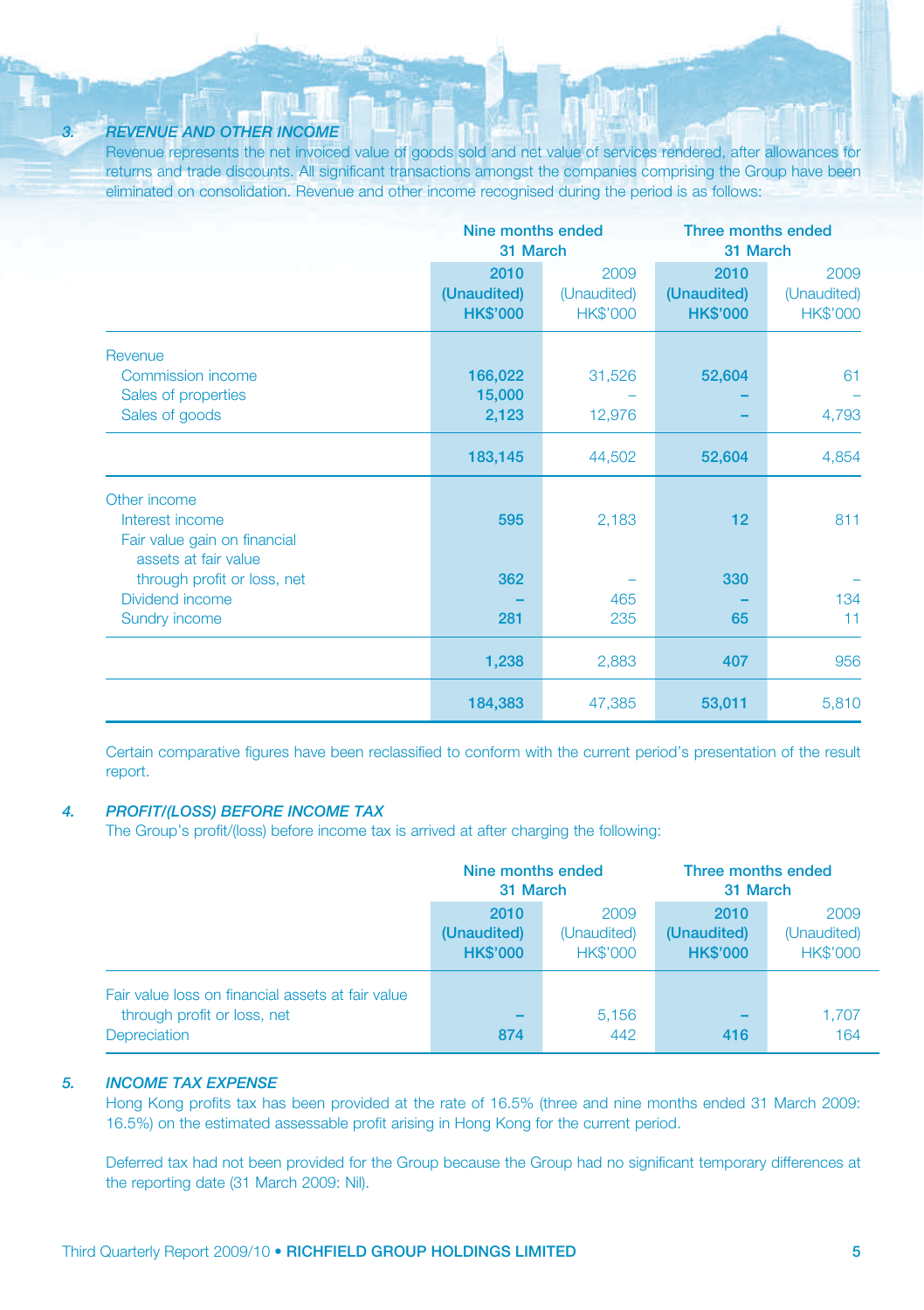### 3. *REVENUE AND OTHER INCOME*

Revenue represents the net invoiced value of goods sold and net value of services rendered, after allowances for returns and trade discounts. All significant transactions amongst the companies comprising the Group have been eliminated on consolidation. Revenue and other income recognised during the period is as follows:

| | Nine months ended 31 March | | Three months ended 31 March | |
|---|---|---|---|---|
| | **2010 (Unaudited) HK$'000** | 2009 (Unaudited) HK$'000 | **2010 (Unaudited) HK$'000** | 2009 (Unaudited) HK$'000 |
| Revenue | | | | |
| Commission income | **166,022** | 31,526 | **52,604** | 61 |
| Sales of properties | **15,000** | – | **–** | – |
| Sales of goods | **2,123** | 12,976 | **–** | 4,793 |
| | **183,145** | 44,502 | **52,604** | 4,854 |
| Other income | | | | |
| Interest income | **595** | 2,183 | **12** | 811 |
| Fair value gain on financial assets at fair value through profit or loss, net | **362** | – | **330** | – |
| Dividend income | **–** | 465 | **–** | 134 |
| Sundry income | **281** | 235 | **65** | 11 |
| | **1,238** | 2,883 | **407** | 956 |
| | **184,383** | 47,385 | **53,011** | 5,810 |

Certain comparative figures have been reclassified to conform with the current period's presentation of the result report.

### 4. *PROFIT/(LOSS) BEFORE INCOME TAX*

The Group's profit/(loss) before income tax is arrived at after charging the following:

| | Nine months ended 31 March | | Three months ended 31 March | |
|---|---|---|---|---|
| | **2010 (Unaudited) HK$'000** | 2009 (Unaudited) HK$'000 | **2010 (Unaudited) HK$'000** | 2009 (Unaudited) HK$'000 |
| Fair value loss on financial assets at fair value through profit or loss, net | **–** | 5,156 | **–** | 1,707 |
| Depreciation | **874** | 442 | **416** | 164 |

### 5. *INCOME TAX EXPENSE*

Hong Kong profits tax has been provided at the rate of 16.5% (three and nine months ended 31 March 2009: 16.5%) on the estimated assessable profit arising in Hong Kong for the current period.

Deferred tax had not been provided for the Group because the Group had no significant temporary differences at the reporting date (31 March 2009: Nil).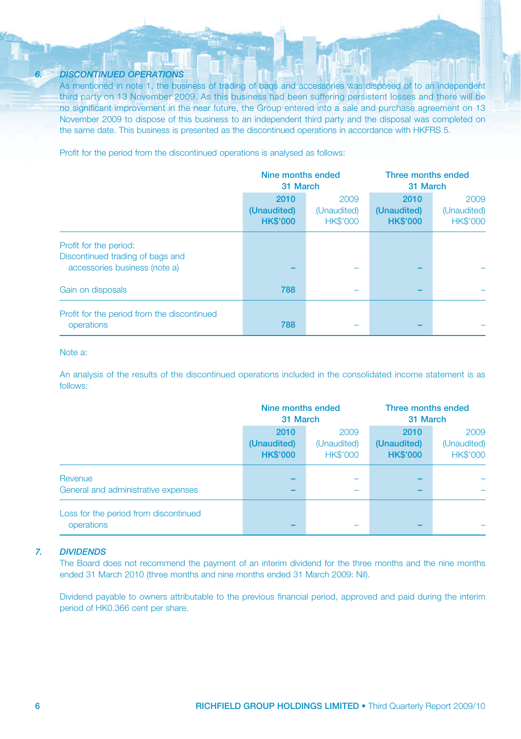### 6. *DISCONTINUED OPERATIONS*

As mentioned in note 1, the business of trading of bags and accessories was disposed of to an independent third party on 13 November 2009. As this business had been suffering persistent losses and there will be no significant improvement in the near future, the Group entered into a sale and purchase agreement on 13 November 2009 to dispose of this business to an independent third party and the disposal was completed on the same date. This business is presented as the discontinued operations in accordance with HKFRS 5.

Profit for the period from the discontinued operations is analysed as follows:

| | Nine months ended 31 March | | Three months ended 31 March | |
|---|---|---|---|---|
| | **2010 (Unaudited) HK$'000** | 2009 (Unaudited) HK$'000 | **2010 (Unaudited) HK$'000** | 2009 (Unaudited) HK$'000 |
| Profit for the period: Discontinued trading of bags and accessories business (note a) | **–** | – | **–** | – |
| Gain on disposals | **788** | – | **–** | – |
| Profit for the period from the discontinued operations | **788** | – | **–** | – |

Note a:

An analysis of the results of the discontinued operations included in the consolidated income statement is as follows:

| | Nine months ended 31 March | | Three months ended 31 March | |
|---|---|---|---|---|
| | **2010 (Unaudited) HK$'000** | 2009 (Unaudited) HK$'000 | **2010 (Unaudited) HK$'000** | 2009 (Unaudited) HK$'000 |
| Revenue | **–** | – | **–** | – |
| General and administrative expenses | **–** | – | **–** | – |
| Loss for the period from discontinued operations | **–** | – | **–** | – |

### 7. *DIVIDENDS*

The Board does not recommend the payment of an interim dividend for the three months and the nine months ended 31 March 2010 (three months and nine months ended 31 March 2009: Nil).

Dividend payable to owners attributable to the previous financial period, approved and paid during the interim period of HK0.366 cent per share.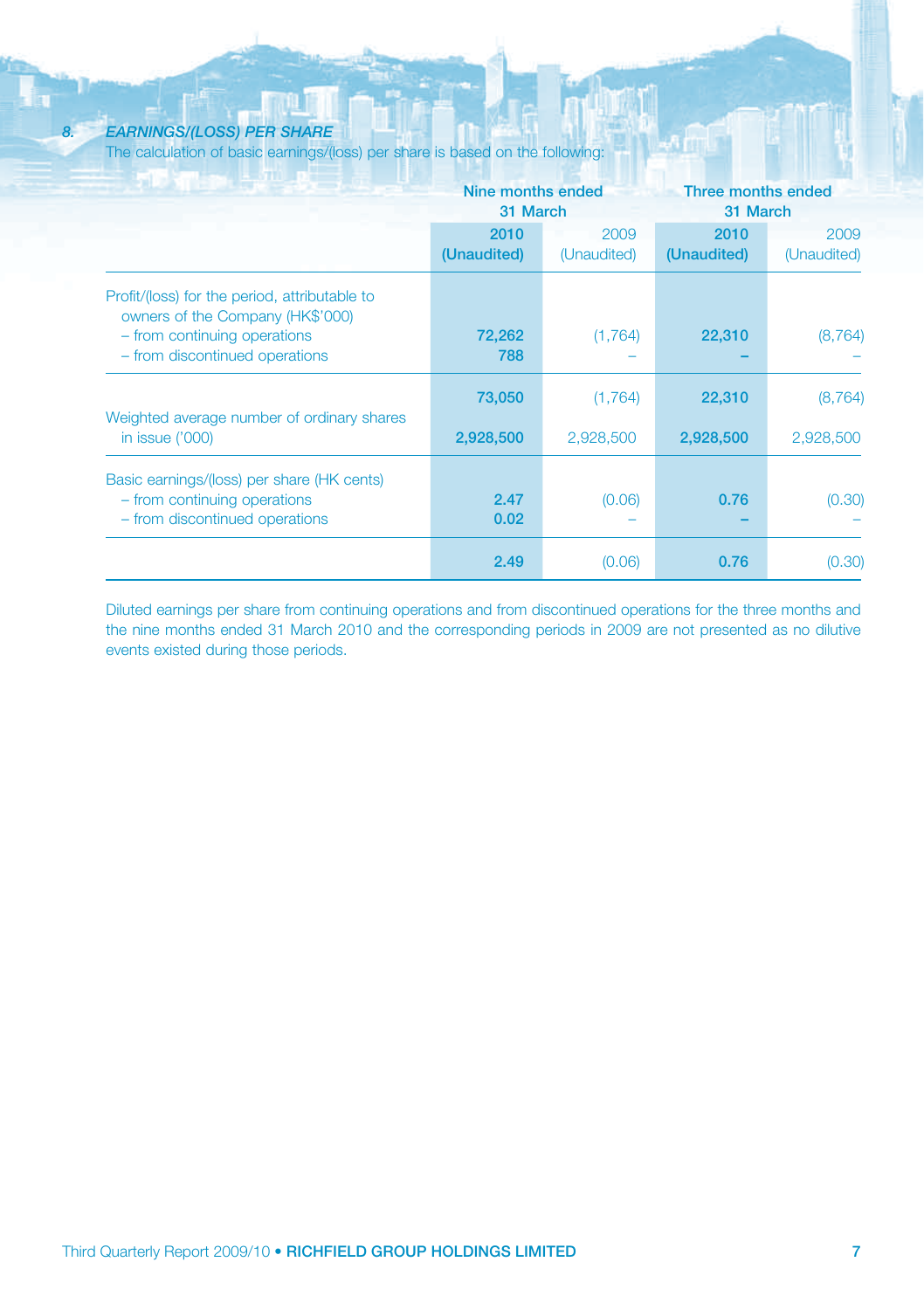### 8. *EARNINGS/(LOSS) PER SHARE*

The calculation of basic earnings/(loss) per share is based on the following:

| | Nine months ended 31 March | | Three months ended 31 March | |
|---|---|---|---|---|
| | **2010 (Unaudited)** | 2009 (Unaudited) | **2010 (Unaudited)** | 2009 (Unaudited) |
| Profit/(loss) for the period, attributable to owners of the Company (HK$'000) | | | | |
| – from continuing operations | **72,262** | (1,764) | **22,310** | (8,764) |
| – from discontinued operations | **788** | – | **–** | – |
| | **73,050** | (1,764) | **22,310** | (8,764) |
| Weighted average number of ordinary shares in issue ('000) | **2,928,500** | 2,928,500 | **2,928,500** | 2,928,500 |
| Basic earnings/(loss) per share (HK cents) | | | | |
| – from continuing operations | **2.47** | (0.06) | **0.76** | (0.30) |
| – from discontinued operations | **0.02** | – | **–** | – |
| | **2.49** | (0.06) | **0.76** | (0.30) |

Diluted earnings per share from continuing operations and from discontinued operations for the three months and the nine months ended 31 March 2010 and the corresponding periods in 2009 are not presented as no dilutive events existed during those periods.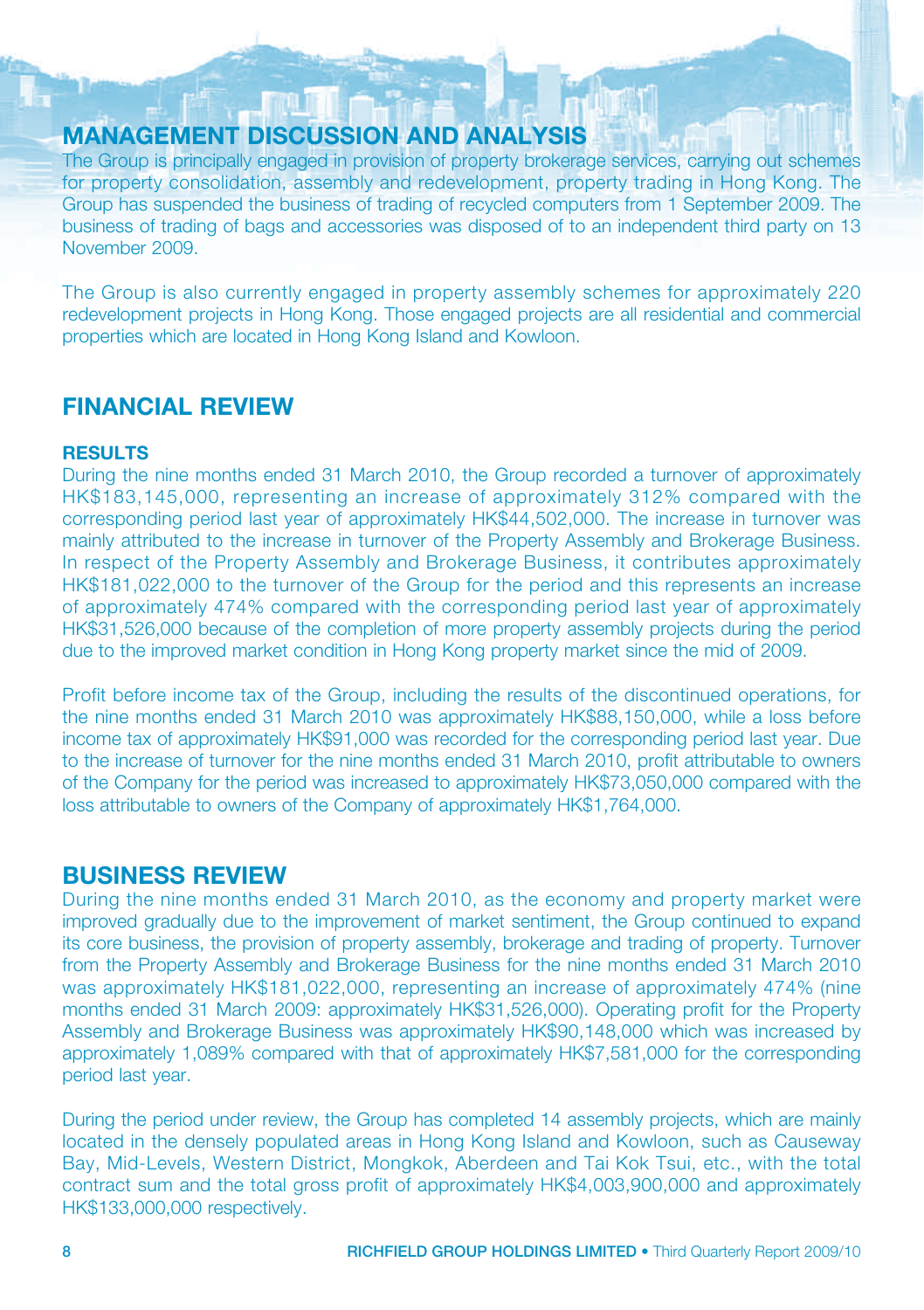# MANAGEMENT DISCUSSION AND ANALYSIS

The Group is principally engaged in provision of property brokerage services, carrying out schemes for property consolidation, assembly and redevelopment, property trading in Hong Kong. The Group has suspended the business of trading of recycled computers from 1 September 2009. The business of trading of bags and accessories was disposed of to an independent third party on 13 November 2009.

The Group is also currently engaged in property assembly schemes for approximately 220 redevelopment projects in Hong Kong. Those engaged projects are all residential and commercial properties which are located in Hong Kong Island and Kowloon.

## FINANCIAL REVIEW

### RESULTS

During the nine months ended 31 March 2010, the Group recorded a turnover of approximately HK$183,145,000, representing an increase of approximately 312% compared with the corresponding period last year of approximately HK$44,502,000. The increase in turnover was mainly attributed to the increase in turnover of the Property Assembly and Brokerage Business. In respect of the Property Assembly and Brokerage Business, it contributes approximately HK$181,022,000 to the turnover of the Group for the period and this represents an increase of approximately 474% compared with the corresponding period last year of approximately HK$31,526,000 because of the completion of more property assembly projects during the period due to the improved market condition in Hong Kong property market since the mid of 2009.

Profit before income tax of the Group, including the results of the discontinued operations, for the nine months ended 31 March 2010 was approximately HK$88,150,000, while a loss before income tax of approximately HK$91,000 was recorded for the corresponding period last year. Due to the increase of turnover for the nine months ended 31 March 2010, profit attributable to owners of the Company for the period was increased to approximately HK$73,050,000 compared with the loss attributable to owners of the Company of approximately HK$1,764,000.

## BUSINESS REVIEW

During the nine months ended 31 March 2010, as the economy and property market were improved gradually due to the improvement of market sentiment, the Group continued to expand its core business, the provision of property assembly, brokerage and trading of property. Turnover from the Property Assembly and Brokerage Business for the nine months ended 31 March 2010 was approximately HK$181,022,000, representing an increase of approximately 474% (nine months ended 31 March 2009: approximately HK$31,526,000). Operating profit for the Property Assembly and Brokerage Business was approximately HK$90,148,000 which was increased by approximately 1,089% compared with that of approximately HK$7,581,000 for the corresponding period last year.

During the period under review, the Group has completed 14 assembly projects, which are mainly located in the densely populated areas in Hong Kong Island and Kowloon, such as Causeway Bay, Mid-Levels, Western District, Mongkok, Aberdeen and Tai Kok Tsui, etc., with the total contract sum and the total gross profit of approximately HK$4,003,900,000 and approximately HK$133,000,000 respectively.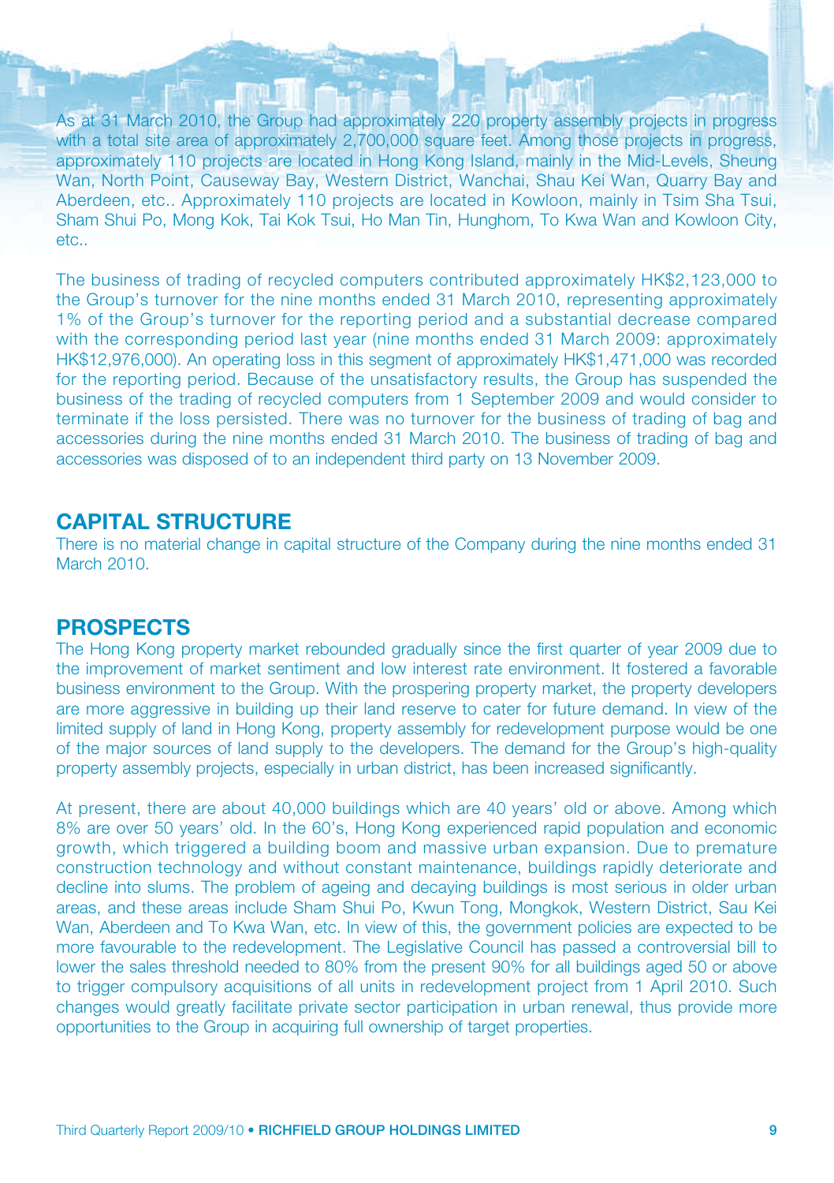As at 31 March 2010, the Group had approximately 220 property assembly projects in progress with a total site area of approximately 2,700,000 square feet. Among those projects in progress, approximately 110 projects are located in Hong Kong Island, mainly in the Mid-Levels, Sheung Wan, North Point, Causeway Bay, Western District, Wanchai, Shau Kei Wan, Quarry Bay and Aberdeen, etc.. Approximately 110 projects are located in Kowloon, mainly in Tsim Sha Tsui, Sham Shui Po, Mong Kok, Tai Kok Tsui, Ho Man Tin, Hunghom, To Kwa Wan and Kowloon City, etc..

The business of trading of recycled computers contributed approximately HK$2,123,000 to the Group's turnover for the nine months ended 31 March 2010, representing approximately 1% of the Group's turnover for the reporting period and a substantial decrease compared with the corresponding period last year (nine months ended 31 March 2009: approximately HK$12,976,000). An operating loss in this segment of approximately HK$1,471,000 was recorded for the reporting period. Because of the unsatisfactory results, the Group has suspended the business of the trading of recycled computers from 1 September 2009 and would consider to terminate if the loss persisted. There was no turnover for the business of trading of bag and accessories during the nine months ended 31 March 2010. The business of trading of bag and accessories was disposed of to an independent third party on 13 November 2009.

## CAPITAL STRUCTURE

There is no material change in capital structure of the Company during the nine months ended 31 March 2010.

## PROSPECTS

The Hong Kong property market rebounded gradually since the first quarter of year 2009 due to the improvement of market sentiment and low interest rate environment. It fostered a favorable business environment to the Group. With the prospering property market, the property developers are more aggressive in building up their land reserve to cater for future demand. In view of the limited supply of land in Hong Kong, property assembly for redevelopment purpose would be one of the major sources of land supply to the developers. The demand for the Group's high-quality property assembly projects, especially in urban district, has been increased significantly.

At present, there are about 40,000 buildings which are 40 years' old or above. Among which 8% are over 50 years' old. In the 60's, Hong Kong experienced rapid population and economic growth, which triggered a building boom and massive urban expansion. Due to premature construction technology and without constant maintenance, buildings rapidly deteriorate and decline into slums. The problem of ageing and decaying buildings is most serious in older urban areas, and these areas include Sham Shui Po, Kwun Tong, Mongkok, Western District, Sau Kei Wan, Aberdeen and To Kwa Wan, etc. In view of this, the government policies are expected to be more favourable to the redevelopment. The Legislative Council has passed a controversial bill to lower the sales threshold needed to 80% from the present 90% for all buildings aged 50 or above to trigger compulsory acquisitions of all units in redevelopment project from 1 April 2010. Such changes would greatly facilitate private sector participation in urban renewal, thus provide more opportunities to the Group in acquiring full ownership of target properties.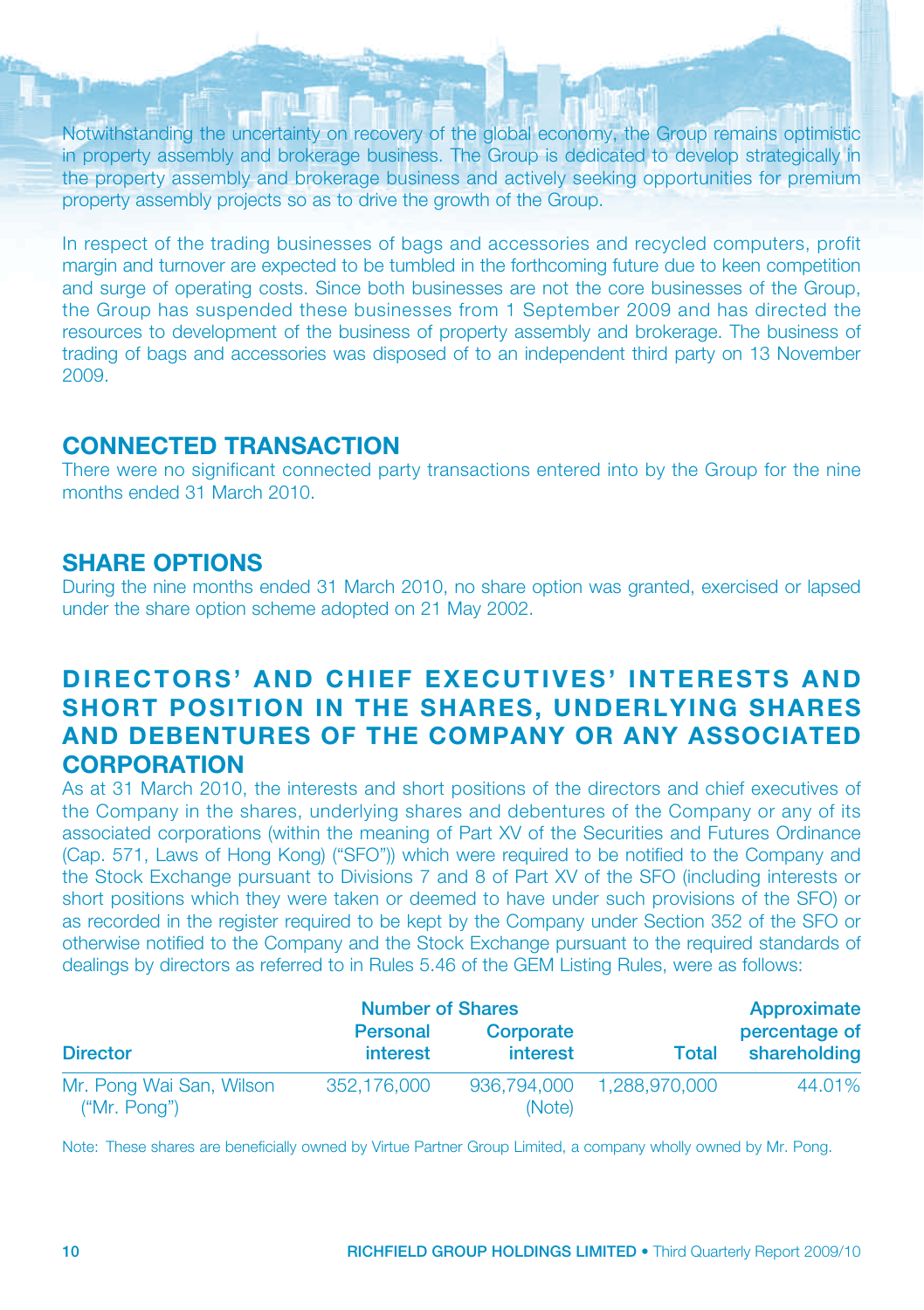Notwithstanding the uncertainty on recovery of the global economy, the Group remains optimistic in property assembly and brokerage business. The Group is dedicated to develop strategically in the property assembly and brokerage business and actively seeking opportunities for premium property assembly projects so as to drive the growth of the Group.

In respect of the trading businesses of bags and accessories and recycled computers, profit margin and turnover are expected to be tumbled in the forthcoming future due to keen competition and surge of operating costs. Since both businesses are not the core businesses of the Group, the Group has suspended these businesses from 1 September 2009 and has directed the resources to development of the business of property assembly and brokerage. The business of trading of bags and accessories was disposed of to an independent third party on 13 November 2009.

## CONNECTED TRANSACTION

There were no significant connected party transactions entered into by the Group for the nine months ended 31 March 2010.

## SHARE OPTIONS

During the nine months ended 31 March 2010, no share option was granted, exercised or lapsed under the share option scheme adopted on 21 May 2002.

## DIRECTORS' AND CHIEF EXECUTIVES' INTERESTS AND SHORT POSITION IN THE SHARES, UNDERLYING SHARES AND DEBENTURES OF THE COMPANY OR ANY ASSOCIATED CORPORATION

As at 31 March 2010, the interests and short positions of the directors and chief executives of the Company in the shares, underlying shares and debentures of the Company or any of its associated corporations (within the meaning of Part XV of the Securities and Futures Ordinance (Cap. 571, Laws of Hong Kong) ("SFO")) which were required to be notified to the Company and the Stock Exchange pursuant to Divisions 7 and 8 of Part XV of the SFO (including interests or short positions which they were taken or deemed to have under such provisions of the SFO) or as recorded in the register required to be kept by the Company under Section 352 of the SFO or otherwise notified to the Company and the Stock Exchange pursuant to the required standards of dealings by directors as referred to in Rules 5.46 of the GEM Listing Rules, were as follows:

| | Number of Shares | | | Approximate |
|---|---|---|---|---|
| Director | Personal interest | Corporate interest | Total | percentage of shareholding |
| Mr. Pong Wai San, Wilson ("Mr. Pong") | 352,176,000 | 936,794,000 (Note) | 1,288,970,000 | 44.01% |

Note: These shares are beneficially owned by Virtue Partner Group Limited, a company wholly owned by Mr. Pong.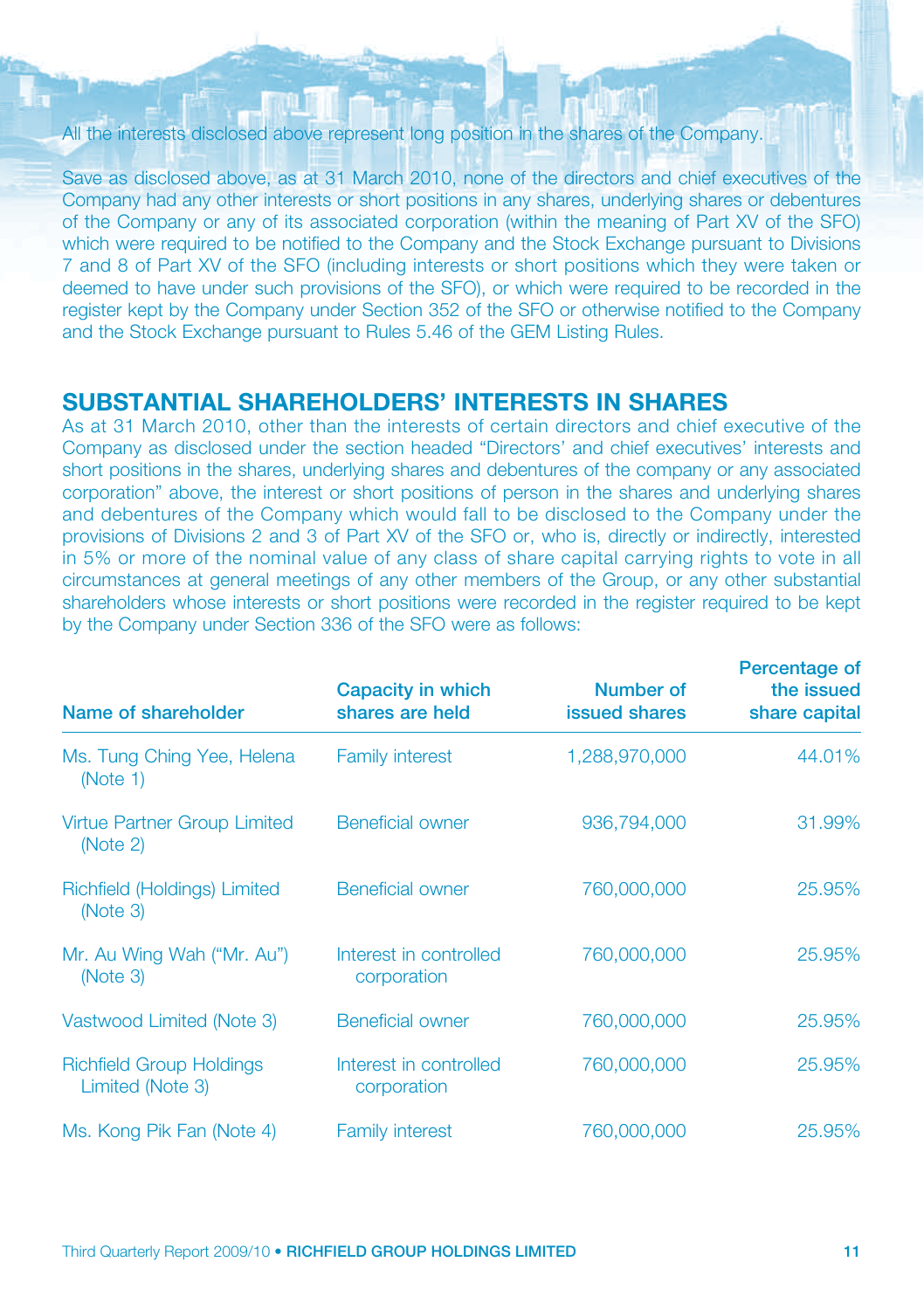All the interests disclosed above represent long position in the shares of the Company.

Save as disclosed above, as at 31 March 2010, none of the directors and chief executives of the Company had any other interests or short positions in any shares, underlying shares or debentures of the Company or any of its associated corporation (within the meaning of Part XV of the SFO) which were required to be notified to the Company and the Stock Exchange pursuant to Divisions 7 and 8 of Part XV of the SFO (including interests or short positions which they were taken or deemed to have under such provisions of the SFO), or which were required to be recorded in the register kept by the Company under Section 352 of the SFO or otherwise notified to the Company and the Stock Exchange pursuant to Rules 5.46 of the GEM Listing Rules.

## SUBSTANTIAL SHAREHOLDERS' INTERESTS IN SHARES

As at 31 March 2010, other than the interests of certain directors and chief executive of the Company as disclosed under the section headed "Directors' and chief executives' interests and short positions in the shares, underlying shares and debentures of the company or any associated corporation" above, the interest or short positions of person in the shares and underlying shares and debentures of the Company which would fall to be disclosed to the Company under the provisions of Divisions 2 and 3 of Part XV of the SFO or, who is, directly or indirectly, interested in 5% or more of the nominal value of any class of share capital carrying rights to vote in all circumstances at general meetings of any other members of the Group, or any other substantial shareholders whose interests or short positions were recorded in the register required to be kept by the Company under Section 336 of the SFO were as follows:

| Name of shareholder | Capacity in which shares are held | Number of issued shares | Percentage of the issued share capital |
|---|---|---|---|
| Ms. Tung Ching Yee, Helena (Note 1) | Family interest | 1,288,970,000 | 44.01% |
| Virtue Partner Group Limited (Note 2) | Beneficial owner | 936,794,000 | 31.99% |
| Richfield (Holdings) Limited (Note 3) | Beneficial owner | 760,000,000 | 25.95% |
| Mr. Au Wing Wah ("Mr. Au") (Note 3) | Interest in controlled corporation | 760,000,000 | 25.95% |
| Vastwood Limited (Note 3) | Beneficial owner | 760,000,000 | 25.95% |
| Richfield Group Holdings Limited (Note 3) | Interest in controlled corporation | 760,000,000 | 25.95% |
| Ms. Kong Pik Fan (Note 4) | Family interest | 760,000,000 | 25.95% |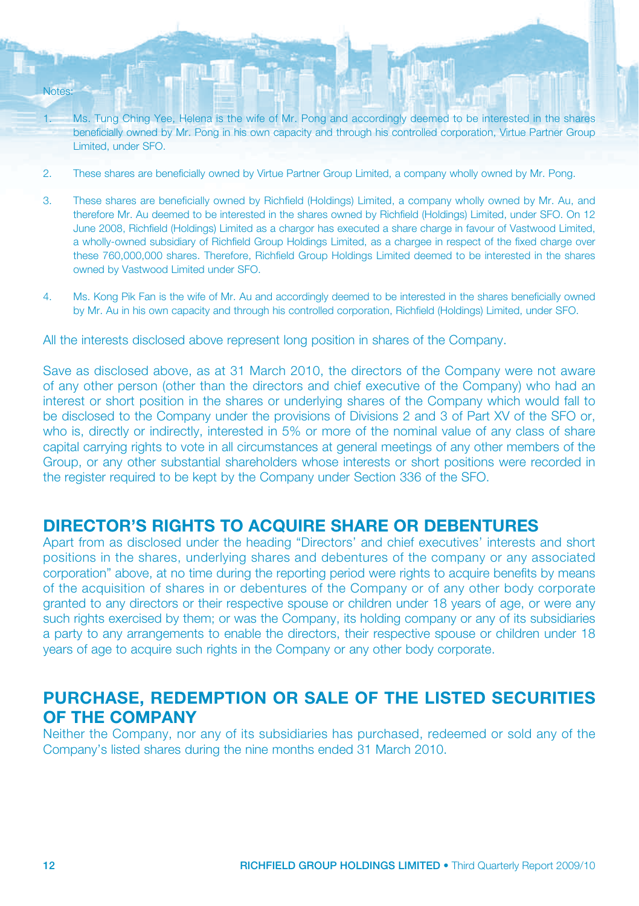Notes:

1. Ms. Tung Ching Yee, Helena is the wife of Mr. Pong and accordingly deemed to be interested in the shares beneficially owned by Mr. Pong in his own capacity and through his controlled corporation, Virtue Partner Group Limited, under SFO.

2. These shares are beneficially owned by Virtue Partner Group Limited, a company wholly owned by Mr. Pong.

3. These shares are beneficially owned by Richfield (Holdings) Limited, a company wholly owned by Mr. Au, and therefore Mr. Au deemed to be interested in the shares owned by Richfield (Holdings) Limited, under SFO. On 12 June 2008, Richfield (Holdings) Limited as a chargor has executed a share charge in favour of Vastwood Limited, a wholly-owned subsidiary of Richfield Group Holdings Limited, as a chargee in respect of the fixed charge over these 760,000,000 shares. Therefore, Richfield Group Holdings Limited deemed to be interested in the shares owned by Vastwood Limited under SFO.

4. Ms. Kong Pik Fan is the wife of Mr. Au and accordingly deemed to be interested in the shares beneficially owned by Mr. Au in his own capacity and through his controlled corporation, Richfield (Holdings) Limited, under SFO.

All the interests disclosed above represent long position in shares of the Company.

Save as disclosed above, as at 31 March 2010, the directors of the Company were not aware of any other person (other than the directors and chief executive of the Company) who had an interest or short position in the shares or underlying shares of the Company which would fall to be disclosed to the Company under the provisions of Divisions 2 and 3 of Part XV of the SFO or, who is, directly or indirectly, interested in 5% or more of the nominal value of any class of share capital carrying rights to vote in all circumstances at general meetings of any other members of the Group, or any other substantial shareholders whose interests or short positions were recorded in the register required to be kept by the Company under Section 336 of the SFO.

## DIRECTOR'S RIGHTS TO ACQUIRE SHARE OR DEBENTURES

Apart from as disclosed under the heading "Directors' and chief executives' interests and short positions in the shares, underlying shares and debentures of the company or any associated corporation" above, at no time during the reporting period were rights to acquire benefits by means of the acquisition of shares in or debentures of the Company or of any other body corporate granted to any directors or their respective spouse or children under 18 years of age, or were any such rights exercised by them; or was the Company, its holding company or any of its subsidiaries a party to any arrangements to enable the directors, their respective spouse or children under 18 years of age to acquire such rights in the Company or any other body corporate.

## PURCHASE, REDEMPTION OR SALE OF THE LISTED SECURITIES OF THE COMPANY

Neither the Company, nor any of its subsidiaries has purchased, redeemed or sold any of the Company's listed shares during the nine months ended 31 March 2010.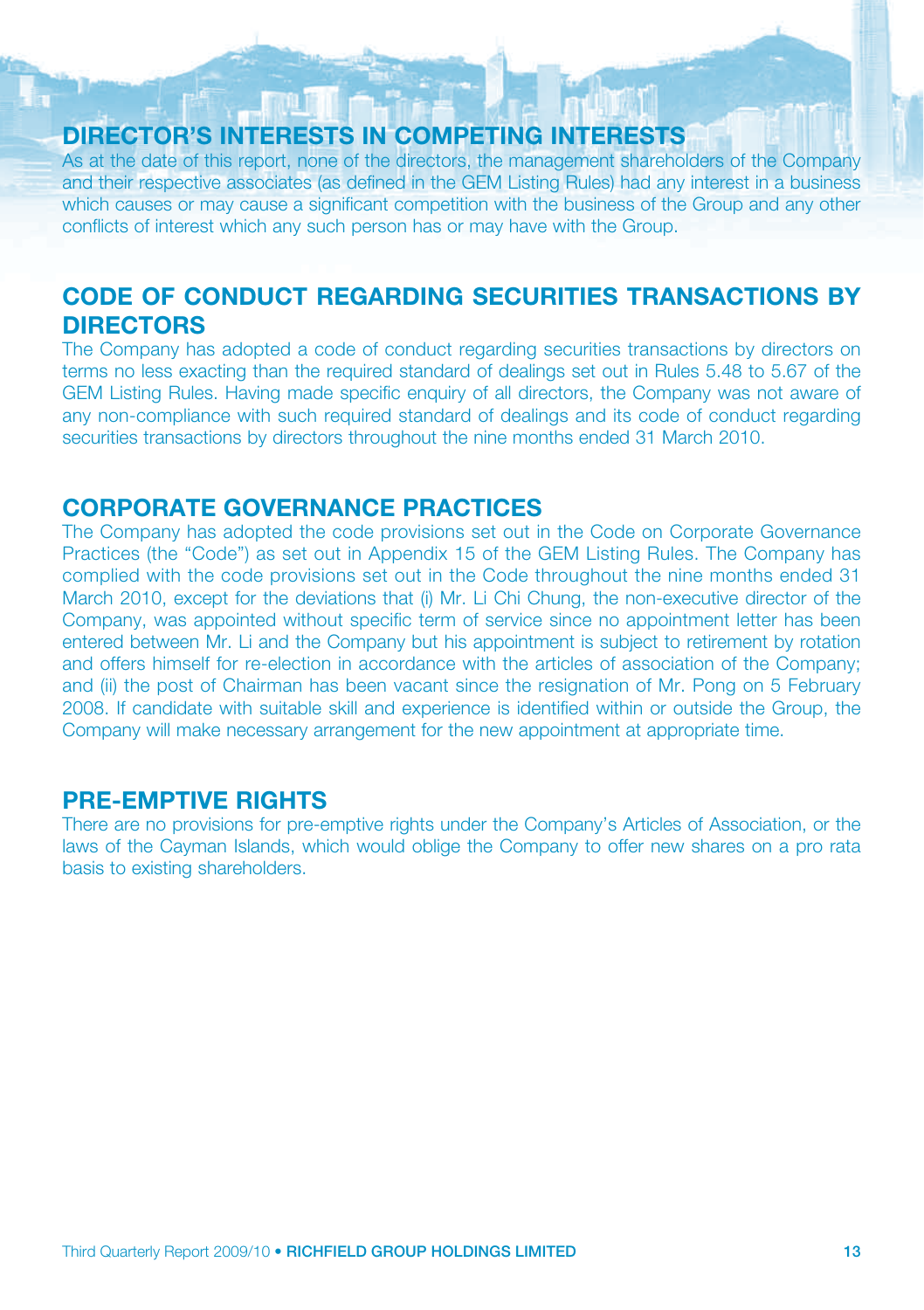## DIRECTOR'S INTERESTS IN COMPETING INTERESTS

As at the date of this report, none of the directors, the management shareholders of the Company and their respective associates (as defined in the GEM Listing Rules) had any interest in a business which causes or may cause a significant competition with the business of the Group and any other conflicts of interest which any such person has or may have with the Group.

## CODE OF CONDUCT REGARDING SECURITIES TRANSACTIONS BY DIRECTORS

The Company has adopted a code of conduct regarding securities transactions by directors on terms no less exacting than the required standard of dealings set out in Rules 5.48 to 5.67 of the GEM Listing Rules. Having made specific enquiry of all directors, the Company was not aware of any non-compliance with such required standard of dealings and its code of conduct regarding securities transactions by directors throughout the nine months ended 31 March 2010.

## CORPORATE GOVERNANCE PRACTICES

The Company has adopted the code provisions set out in the Code on Corporate Governance Practices (the "Code") as set out in Appendix 15 of the GEM Listing Rules. The Company has complied with the code provisions set out in the Code throughout the nine months ended 31 March 2010, except for the deviations that (i) Mr. Li Chi Chung, the non-executive director of the Company, was appointed without specific term of service since no appointment letter has been entered between Mr. Li and the Company but his appointment is subject to retirement by rotation and offers himself for re-election in accordance with the articles of association of the Company; and (ii) the post of Chairman has been vacant since the resignation of Mr. Pong on 5 February 2008. If candidate with suitable skill and experience is identified within or outside the Group, the Company will make necessary arrangement for the new appointment at appropriate time.

## PRE-EMPTIVE RIGHTS

There are no provisions for pre-emptive rights under the Company's Articles of Association, or the laws of the Cayman Islands, which would oblige the Company to offer new shares on a pro rata basis to existing shareholders.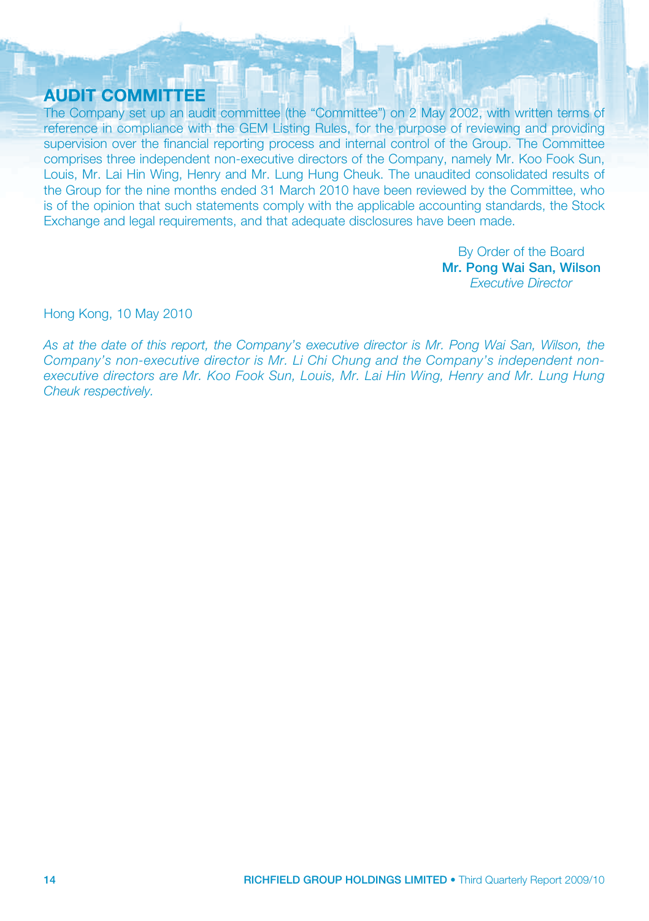## AUDIT COMMITTEE

The Company set up an audit committee (the "Committee") on 2 May 2002, with written terms of reference in compliance with the GEM Listing Rules, for the purpose of reviewing and providing supervision over the financial reporting process and internal control of the Group. The Committee comprises three independent non-executive directors of the Company, namely Mr. Koo Fook Sun, Louis, Mr. Lai Hin Wing, Henry and Mr. Lung Hung Cheuk. The unaudited consolidated results of the Group for the nine months ended 31 March 2010 have been reviewed by the Committee, who is of the opinion that such statements comply with the applicable accounting standards, the Stock Exchange and legal requirements, and that adequate disclosures have been made.

By Order of the Board
**Mr. Pong Wai San, Wilson**
*Executive Director*

Hong Kong, 10 May 2010

*As at the date of this report, the Company's executive director is Mr. Pong Wai San, Wilson, the Company's non-executive director is Mr. Li Chi Chung and the Company's independent non-executive directors are Mr. Koo Fook Sun, Louis, Mr. Lai Hin Wing, Henry and Mr. Lung Hung Cheuk respectively.*